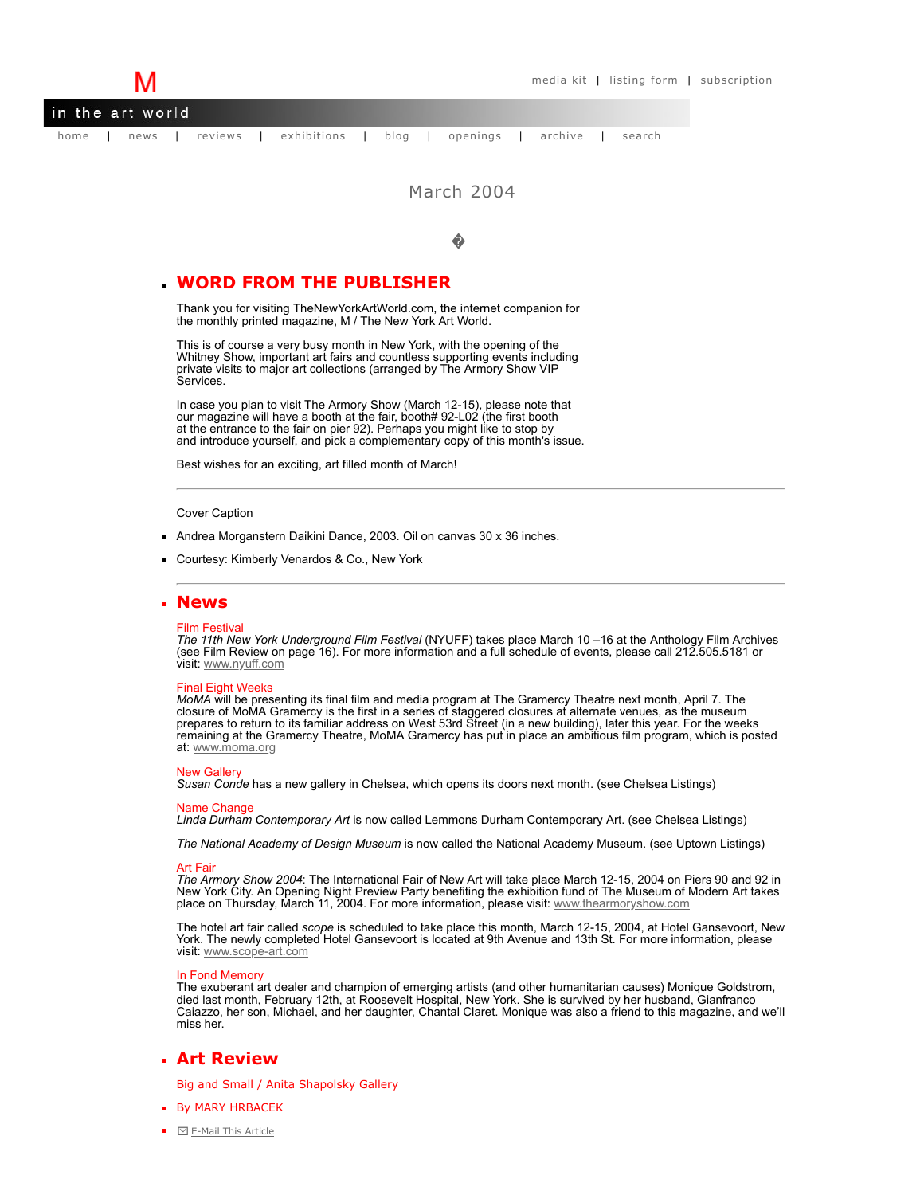M

media kit | listing form | subscription

in the art world

home | news | reviews | exhibitions | blog | openings | archive | search

March 2004

�

## WORD FROM THE PUBLISHER

Thank you for visiting TheNewYorkArtWorld.com, the internet companion for the monthly printed magazine, M / The New York Art World.

This is of course a very busy month in New York, with the opening of the Whitney Show, important art fairs and countless supporting events including private visits to major art collections (arranged by The Armory Show VIP Services.

In case you plan to visit The Armory Show (March 12-15), please note that our magazine will have a booth at the fair, booth# 92-L02 (the first booth at the entrance to the fair on pier 92). Perhaps you might like to stop by and introduce yourself, and pick a complementary copy of this month's issue.

Best wishes for an exciting, art filled month of March!

---

Cover Caption

- Andrea Morganstern Daikini Dance, 2003. Oil on canvas 30 x 36 inches.
- Courtesy: Kimberly Venardos & Co., New York

---

## News

Film Festival
*The 11th New York Underground Film Festival* (NYUFF) takes place March 10 –16 at the Anthology Film Archives (see Film Review on page 16). For more information and a full schedule of events, please call 212.505.5181 or visit: www.nyuff.com

Final Eight Weeks
*MoMA* will be presenting its final film and media program at The Gramercy Theatre next month, April 7. The closure of MoMA Gramercy is the first in a series of staggered closures at alternate venues, as the museum prepares to return to its familiar address on West 53rd Street (in a new building), later this year. For the weeks remaining at the Gramercy Theatre, MoMA Gramercy has put in place an ambitious film program, which is posted at: www.moma.org

New Gallery
*Susan Conde* has a new gallery in Chelsea, which opens its doors next month. (see Chelsea Listings)

Name Change
*Linda Durham Contemporary Art* is now called Lemmons Durham Contemporary Art. (see Chelsea Listings)

*The National Academy of Design Museum* is now called the National Academy Museum. (see Uptown Listings)

Art Fair
*The Armory Show 2004*: The International Fair of New Art will take place March 12-15, 2004 on Piers 90 and 92 in New York City. An Opening Night Preview Party benefiting the exhibition fund of The Museum of Modern Art takes place on Thursday, March 11, 2004. For more information, please visit: www.thearmoryshow.com

The hotel art fair called *scope* is scheduled to take place this month, March 12-15, 2004, at Hotel Gansevoort, New York. The newly completed Hotel Gansevoort is located at 9th Avenue and 13th St. For more information, please visit: www.scope-art.com

In Fond Memory
The exuberant art dealer and champion of emerging artists (and other humanitarian causes) Monique Goldstrom, died last month, February 12th, at Roosevelt Hospital, New York. She is survived by her husband, Gianfranco Caiazzo, her son, Michael, and her daughter, Chantal Claret. Monique was also a friend to this magazine, and we'll miss her.

## Art Review

Big and Small / Anita Shapolsky Gallery

- By MARY HRBACEK
- E-Mail This Article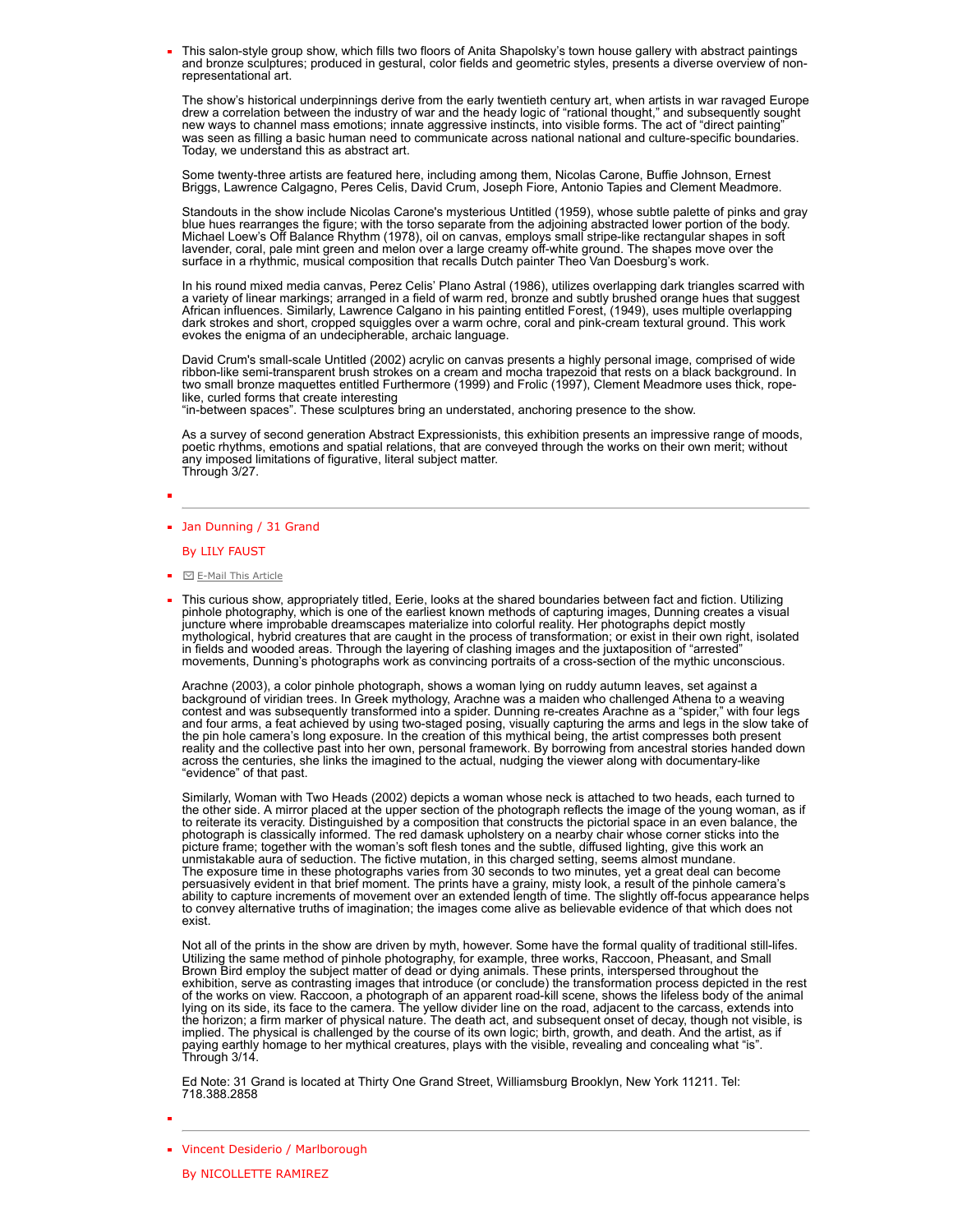- This salon-style group show, which fills two floors of Anita Shapolsky's town house gallery with abstract paintings and bronze sculptures; produced in gestural, color fields and geometric styles, presents a diverse overview of non-representational art.

  The show's historical underpinnings derive from the early twentieth century art, when artists in war ravaged Europe drew a correlation between the industry of war and the heady logic of "rational thought," and subsequently sought new ways to channel mass emotions; innate aggressive instincts, into visible forms. The act of "direct painting" was seen as filling a basic human need to communicate across national national and culture-specific boundaries. Today, we understand this as abstract art.

  Some twenty-three artists are featured here, including among them, Nicolas Carone, Buffie Johnson, Ernest Briggs, Lawrence Calgagno, Peres Celis, David Crum, Joseph Fiore, Antonio Tapies and Clement Meadmore.

  Standouts in the show include Nicolas Carone's mysterious Untitled (1959), whose subtle palette of pinks and gray blue hues rearranges the figure; with the torso separate from the adjoining abstracted lower portion of the body. Michael Loew's Off Balance Rhythm (1978), oil on canvas, employs small stripe-like rectangular shapes in soft lavender, coral, pale mint green and melon over a large creamy off-white ground. The shapes move over the surface in a rhythmic, musical composition that recalls Dutch painter Theo Van Doesburg's work.

  In his round mixed media canvas, Perez Celis' Plano Astral (1986), utilizes overlapping dark triangles scarred with a variety of linear markings; arranged in a field of warm red, bronze and subtly brushed orange hues that suggest African influences. Similarly, Lawrence Calgano in his painting entitled Forest, (1949), uses multiple overlapping dark strokes and short, cropped squiggles over a warm ochre, coral and pink-cream textural ground. This work evokes the enigma of an undecipherable, archaic language.

  David Crum's small-scale Untitled (2002) acrylic on canvas presents a highly personal image, comprised of wide ribbon-like semi-transparent brush strokes on a cream and mocha trapezoid that rests on a black background. In two small bronze maquettes entitled Furthermore (1999) and Frolic (1997), Clement Meadmore uses thick, rope-like, curled forms that create interesting
  "in-between spaces". These sculptures bring an understated, anchoring presence to the show.

  As a survey of second generation Abstract Expressionists, this exhibition presents an impressive range of moods, poetic rhythms, emotions and spatial relations, that are conveyed through the works on their own merit; without any imposed limitations of figurative, literal subject matter.
  Through 3/27.

---

- Jan Dunning / 31 Grand

  By LILY FAUST

- E-Mail This Article

- This curious show, appropriately titled, Eerie, looks at the shared boundaries between fact and fiction. Utilizing pinhole photography, which is one of the earliest known methods of capturing images, Dunning creates a visual juncture where improbable dreamscapes materialize into colorful reality. Her photographs depict mostly mythological, hybrid creatures that are caught in the process of transformation; or exist in their own right, isolated in fields and wooded areas. Through the layering of clashing images and the juxtaposition of "arrested" movements, Dunning's photographs work as convincing portraits of a cross-section of the mythic unconscious.

  Arachne (2003), a color pinhole photograph, shows a woman lying on ruddy autumn leaves, set against a background of viridian trees. In Greek mythology, Arachne was a maiden who challenged Athena to a weaving contest and was subsequently transformed into a spider. Dunning re-creates Arachne as a "spider," with four legs and four arms, a feat achieved by using two-staged posing, visually capturing the arms and legs in the slow take of the pin hole camera's long exposure. In the creation of this mythical being, the artist compresses both present reality and the collective past into her own, personal framework. By borrowing from ancestral stories handed down across the centuries, she links the imagined to the actual, nudging the viewer along with documentary-like "evidence" of that past.

  Similarly, Woman with Two Heads (2002) depicts a woman whose neck is attached to two heads, each turned to the other side. A mirror placed at the upper section of the photograph reflects the image of the young woman, as if to reiterate its veracity. Distinguished by a composition that constructs the pictorial space in an even balance, the photograph is classically informed. The red damask upholstery on a nearby chair whose corner sticks into the picture frame; together with the woman's soft flesh tones and the subtle, diffused lighting, give this work an unmistakable aura of seduction. The fictive mutation, in this charged setting, seems almost mundane.
  The exposure time in these photographs varies from 30 seconds to two minutes, yet a great deal can become persuasively evident in that brief moment. The prints have a grainy, misty look, a result of the pinhole camera's ability to capture increments of movement over an extended length of time. The slightly off-focus appearance helps to convey alternative truths of imagination; the images come alive as believable evidence of that which does not exist.

  Not all of the prints in the show are driven by myth, however. Some have the formal quality of traditional still-lifes. Utilizing the same method of pinhole photography, for example, three works, Raccoon, Pheasant, and Small Brown Bird employ the subject matter of dead or dying animals. These prints, interspersed throughout the exhibition, serve as contrasting images that introduce (or conclude) the transformation process depicted in the rest of the works on view. Raccoon, a photograph of an apparent road-kill scene, shows the lifeless body of the animal lying on its side, its face to the camera. The yellow divider line on the road, adjacent to the carcass, extends into the horizon; a firm marker of physical nature. The death act, and subsequent onset of decay, though not visible, is implied. The physical is challenged by the course of its own logic; birth, growth, and death. And the artist, as if paying earthly homage to her mythical creatures, plays with the visible, revealing and concealing what "is". Through 3/14.

  Ed Note: 31 Grand is located at Thirty One Grand Street, Williamsburg Brooklyn, New York 11211. Tel: 718.388.2858

---

- Vincent Desiderio / Marlborough

  By NICOLLETTE RAMIREZ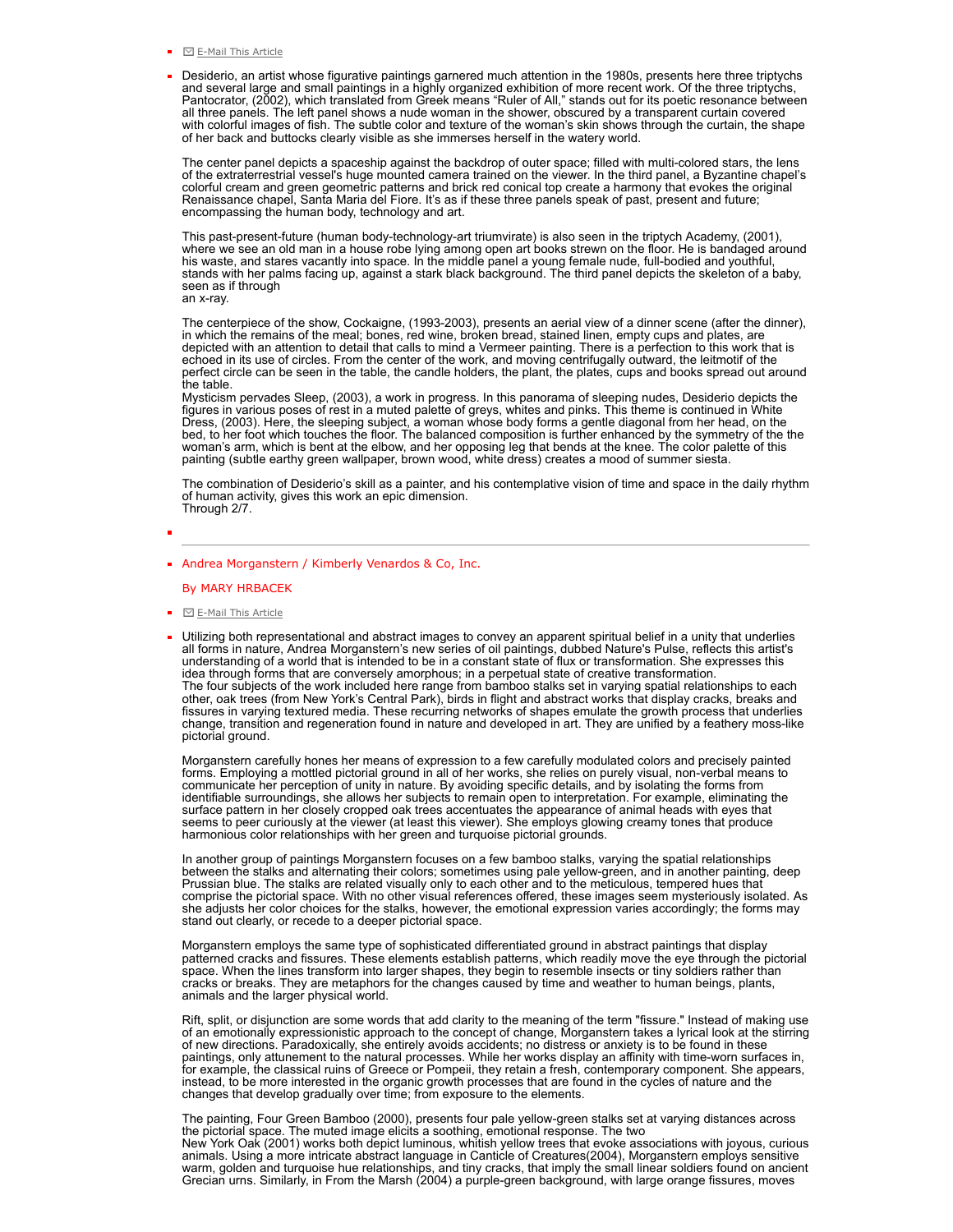- E-Mail This Article

- Desiderio, an artist whose figurative paintings garnered much attention in the 1980s, presents here three triptychs and several large and small paintings in a highly organized exhibition of more recent work. Of the three triptychs, Pantocrator, (2002), which translated from Greek means "Ruler of All," stands out for its poetic resonance between all three panels. The left panel shows a nude woman in the shower, obscured by a transparent curtain covered with colorful images of fish. The subtle color and texture of the woman's skin shows through the curtain, the shape of her back and buttocks clearly visible as she immerses herself in the watery world.

  The center panel depicts a spaceship against the backdrop of outer space; filled with multi-colored stars, the lens of the extraterrestrial vessel's huge mounted camera trained on the viewer. In the third panel, a Byzantine chapel's colorful cream and green geometric patterns and brick red conical top create a harmony that evokes the original Renaissance chapel, Santa Maria del Fiore. It's as if these three panels speak of past, present and future; encompassing the human body, technology and art.

  This past-present-future (human body-technology-art triumvirate) is also seen in the triptych Academy, (2001), where we see an old man in a house robe lying among open art books strewn on the floor. He is bandaged around his waste, and stares vacantly into space. In the middle panel a young female nude, full-bodied and youthful, stands with her palms facing up, against a stark black background. The third panel depicts the skeleton of a baby, seen as if through
  an x-ray.

  The centerpiece of the show, Cockaigne, (1993-2003), presents an aerial view of a dinner scene (after the dinner), in which the remains of the meal; bones, red wine, broken bread, stained linen, empty cups and plates, are depicted with an attention to detail that calls to mind a Vermeer painting. There is a perfection to this work that is echoed in its use of circles. From the center of the work, and moving centrifugally outward, the leitmotif of the perfect circle can be seen in the table, the candle holders, the plant, the plates, cups and books spread out around the table.
  Mysticism pervades Sleep, (2003), a work in progress. In this panorama of sleeping nudes, Desiderio depicts the figures in various poses of rest in a muted palette of greys, whites and pinks. This theme is continued in White Dress, (2003). Here, the sleeping subject, a woman whose body forms a gentle diagonal from her head, on the bed, to her foot which touches the floor. The balanced composition is further enhanced by the symmetry of the the woman's arm, which is bent at the elbow, and her opposing leg that bends at the knee. The color palette of this painting (subtle earthy green wallpaper, brown wood, white dress) creates a mood of summer siesta.

  The combination of Desiderio's skill as a painter, and his contemplative vision of time and space in the daily rhythm of human activity, gives this work an epic dimension.
  Through 2/7.

---

- Andrea Morganstern / Kimberly Venardos & Co, Inc.

  By MARY HRBACEK

- E-Mail This Article

- Utilizing both representational and abstract images to convey an apparent spiritual belief in a unity that underlies all forms in nature, Andrea Morganstern's new series of oil paintings, dubbed Nature's Pulse, reflects this artist's understanding of a world that is intended to be in a constant state of flux or transformation. She expresses this idea through forms that are conversely amorphous; in a perpetual state of creative transformation.
  The four subjects of the work included here range from bamboo stalks set in varying spatial relationships to each other, oak trees (from New York's Central Park), birds in flight and abstract works that display cracks, breaks and fissures in varying textured media. These recurring networks of shapes emulate the growth process that underlies change, transition and regeneration found in nature and developed in art. They are unified by a feathery moss-like pictorial ground.

  Morganstern carefully hones her means of expression to a few carefully modulated colors and precisely painted forms. Employing a mottled pictorial ground in all of her works, she relies on purely visual, non-verbal means to communicate her perception of unity in nature. By avoiding specific details, and by isolating the forms from identifiable surroundings, she allows her subjects to remain open to interpretation. For example, eliminating the surface pattern in her closely cropped oak trees accentuates the appearance of animal heads with eyes that seems to peer curiously at the viewer (at least this viewer). She employs glowing creamy tones that produce harmonious color relationships with her green and turquoise pictorial grounds.

  In another group of paintings Morganstern focuses on a few bamboo stalks, varying the spatial relationships between the stalks and alternating their colors; sometimes using pale yellow-green, and in another painting, deep Prussian blue. The stalks are related visually only to each other and to the meticulous, tempered hues that comprise the pictorial space. With no other visual references offered, these images seem mysteriously isolated. As she adjusts her color choices for the stalks, however, the emotional expression varies accordingly; the forms may stand out clearly, or recede to a deeper pictorial space.

  Morganstern employs the same type of sophisticated differentiated ground in abstract paintings that display patterned cracks and fissures. These elements establish patterns, which readily move the eye through the pictorial space. When the lines transform into larger shapes, they begin to resemble insects or tiny soldiers rather than cracks or breaks. They are metaphors for the changes caused by time and weather to human beings, plants, animals and the larger physical world.

  Rift, split, or disjunction are some words that add clarity to the meaning of the term "fissure." Instead of making use of an emotionally expressionistic approach to the concept of change, Morganstern takes a lyrical look at the stirring of new directions. Paradoxically, she entirely avoids accidents; no distress or anxiety is to be found in these paintings, only attunement to the natural processes. While her works display an affinity with time-worn surfaces in, for example, the classical ruins of Greece or Pompeii, they retain a fresh, contemporary component. She appears, instead, to be more interested in the organic growth processes that are found in the cycles of nature and the changes that develop gradually over time; from exposure to the elements.

  The painting, Four Green Bamboo (2000), presents four pale yellow-green stalks set at varying distances across the pictorial space. The muted image elicits a soothing, emotional response. The two
  New York Oak (2001) works both depict luminous, whitish yellow trees that evoke associations with joyous, curious animals. Using a more intricate abstract language in Canticle of Creatures(2004), Morganstern employs sensitive warm, golden and turquoise hue relationships, and tiny cracks, that imply the small linear soldiers found on ancient Grecian urns. Similarly, in From the Marsh (2004) a purple-green background, with large orange fissures, moves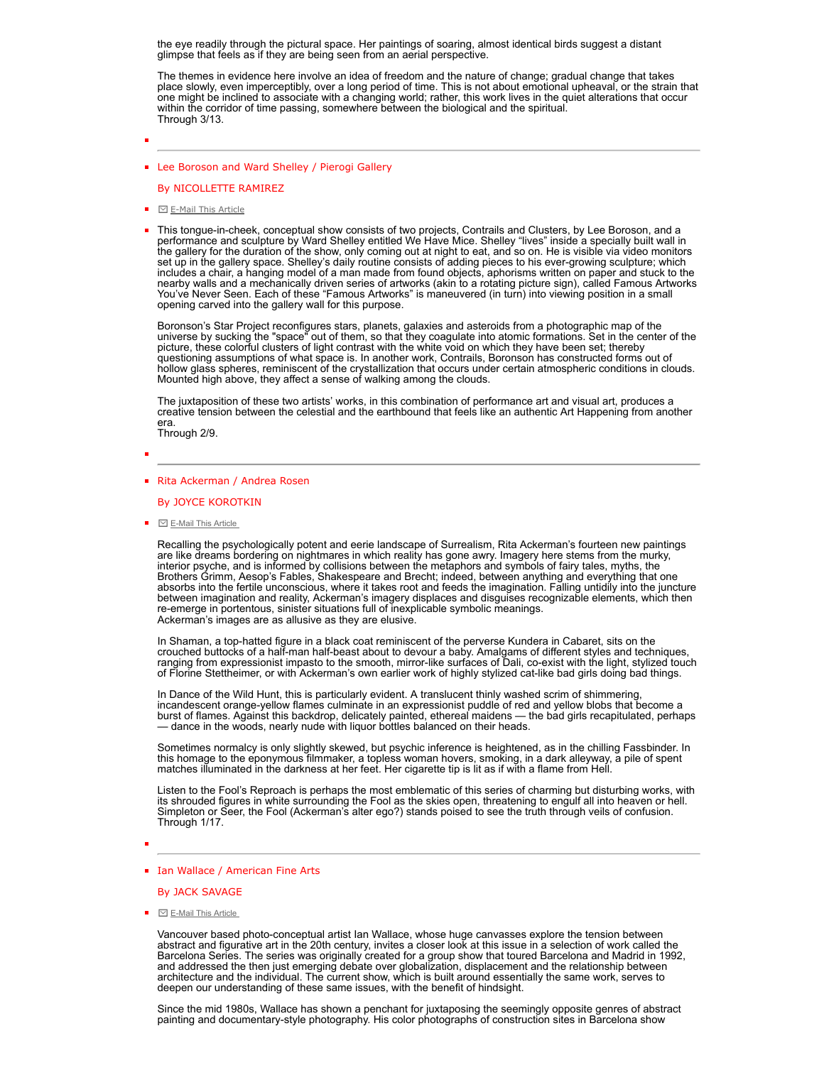the eye readily through the pictural space. Her paintings of soaring, almost identical birds suggest a distant glimpse that feels as if they are being seen from an aerial perspective.

The themes in evidence here involve an idea of freedom and the nature of change; gradual change that takes place slowly, even imperceptibly, over a long period of time. This is not about emotional upheaval, or the strain that one might be inclined to associate with a changing world; rather, this work lives in the quiet alterations that occur within the corridor of time passing, somewhere between the biological and the spiritual.
Through 3/13.

---

## Lee Boroson and Ward Shelley / Pierogi Gallery

By NICOLLETTE RAMIREZ

E-Mail This Article

This tongue-in-cheek, conceptual show consists of two projects, Contrails and Clusters, by Lee Boroson, and a performance and sculpture by Ward Shelley entitled We Have Mice. Shelley "lives" inside a specially built wall in the gallery for the duration of the show, only coming out at night to eat, and so on. He is visible via video monitors set up in the gallery space. Shelley's daily routine consists of adding pieces to his ever-growing sculpture; which includes a chair, a hanging model of a man made from found objects, aphorisms written on paper and stuck to the nearby walls and a mechanically driven series of artworks (akin to a rotating picture sign), called Famous Artworks You've Never Seen. Each of these "Famous Artworks" is maneuvered (in turn) into viewing position in a small opening carved into the gallery wall for this purpose.

Boronson's Star Project reconfigures stars, planets, galaxies and asteroids from a photographic map of the universe by sucking the "space" out of them, so that they coagulate into atomic formations. Set in the center of the picture, these colorful clusters of light contrast with the white void on which they have been set; thereby questioning assumptions of what space is. In another work, Contrails, Boronson has constructed forms out of hollow glass spheres, reminiscent of the crystallization that occurs under certain atmospheric conditions in clouds. Mounted high above, they affect a sense of walking among the clouds.

The juxtaposition of these two artists' works, in this combination of performance art and visual art, produces a creative tension between the celestial and the earthbound that feels like an authentic Art Happening from another era.
Through 2/9.

---

## Rita Ackerman / Andrea Rosen

By JOYCE KOROTKIN

E-Mail This Article

Recalling the psychologically potent and eerie landscape of Surrealism, Rita Ackerman's fourteen new paintings are like dreams bordering on nightmares in which reality has gone awry. Imagery here stems from the murky, interior psyche, and is informed by collisions between the metaphors and symbols of fairy tales, myths, the Brothers Grimm, Aesop's Fables, Shakespeare and Brecht; indeed, between anything and everything that one absorbs into the fertile unconscious, where it takes root and feeds the imagination. Falling untidily into the juncture between imagination and reality, Ackerman's imagery displaces and disguises recognizable elements, which then re-emerge in portentous, sinister situations full of inexplicable symbolic meanings.
Ackerman's images are as allusive as they are elusive.

In Shaman, a top-hatted figure in a black coat reminiscent of the perverse Kundera in Cabaret, sits on the crouched buttocks of a half-man half-beast about to devour a baby. Amalgams of different styles and techniques, ranging from expressionist impasto to the smooth, mirror-like surfaces of Dali, co-exist with the light, stylized touch of Florine Stettheimer, or with Ackerman's own earlier work of highly stylized cat-like bad girls doing bad things.

In Dance of the Wild Hunt, this is particularly evident. A translucent thinly washed scrim of shimmering, incandescent orange-yellow flames culminate in an expressionist puddle of red and yellow blobs that become a burst of flames. Against this backdrop, delicately painted, ethereal maidens — the bad girls recapitulated, perhaps — dance in the woods, nearly nude with liquor bottles balanced on their heads.

Sometimes normalcy is only slightly skewed, but psychic inference is heightened, as in the chilling Fassbinder. In this homage to the eponymous filmmaker, a topless woman hovers, smoking, in a dark alleyway, a pile of spent matches illuminated in the darkness at her feet. Her cigarette tip is lit as if with a flame from Hell.

Listen to the Fool's Reproach is perhaps the most emblematic of this series of charming but disturbing works, with its shrouded figures in white surrounding the Fool as the skies open, threatening to engulf all into heaven or hell. Simpleton or Seer, the Fool (Ackerman's alter ego?) stands poised to see the truth through veils of confusion.
Through 1/17.

---

## Ian Wallace / American Fine Arts

By JACK SAVAGE

E-Mail This Article

Vancouver based photo-conceptual artist Ian Wallace, whose huge canvasses explore the tension between abstract and figurative art in the 20th century, invites a closer look at this issue in a selection of work called the Barcelona Series. The series was originally created for a group show that toured Barcelona and Madrid in 1992, and addressed the then just emerging debate over globalization, displacement and the relationship between architecture and the individual. The current show, which is built around essentially the same work, serves to deepen our understanding of these same issues, with the benefit of hindsight.

Since the mid 1980s, Wallace has shown a penchant for juxtaposing the seemingly opposite genres of abstract painting and documentary-style photography. His color photographs of construction sites in Barcelona show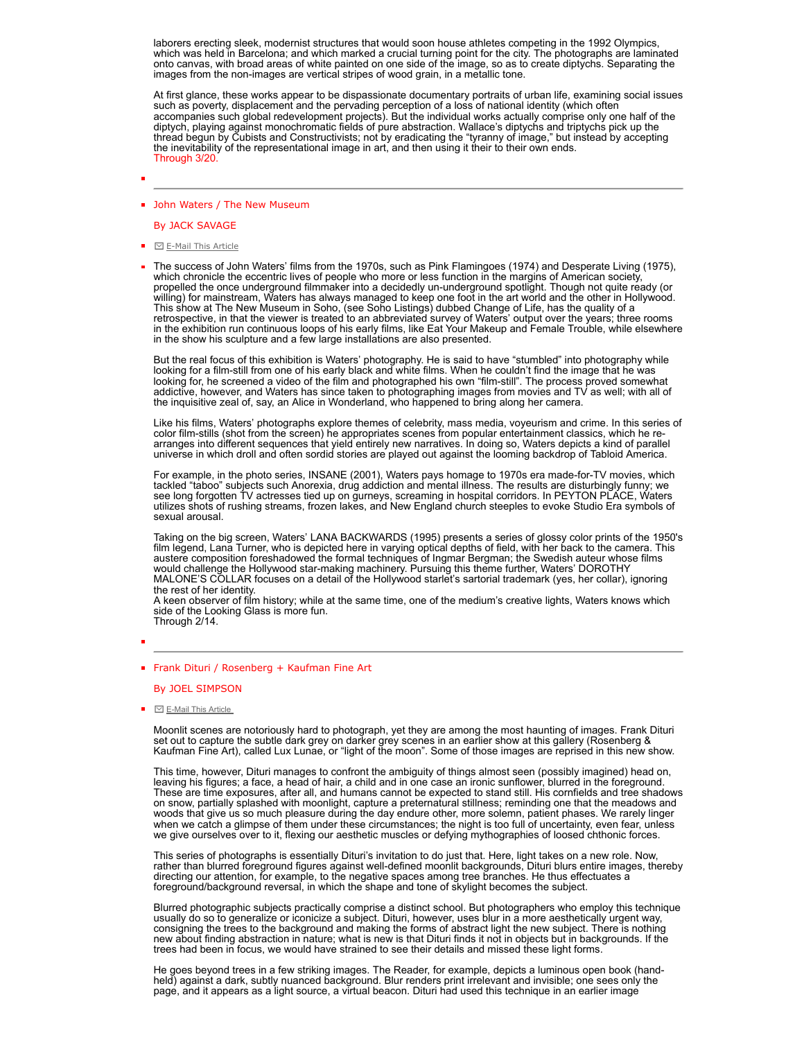laborers erecting sleek, modernist structures that would soon house athletes competing in the 1992 Olympics, which was held in Barcelona; and which marked a crucial turning point for the city. The photographs are laminated onto canvas, with broad areas of white painted on one side of the image, so as to create diptychs. Separating the images from the non-images are vertical stripes of wood grain, in a metallic tone.

At first glance, these works appear to be dispassionate documentary portraits of urban life, examining social issues such as poverty, displacement and the pervading perception of a loss of national identity (which often accompanies such global redevelopment projects). But the individual works actually comprise only one half of the diptych, playing against monochromatic fields of pure abstraction. Wallace's diptychs and triptychs pick up the thread begun by Cubists and Constructivists; not by eradicating the "tyranny of image," but instead by accepting the inevitability of the representational image in art, and then using it their to their own ends.
Through 3/20.

---

## John Waters / The New Museum

By JACK SAVAGE

- E-Mail This Article

The success of John Waters' films from the 1970s, such as Pink Flamingoes (1974) and Desperate Living (1975), which chronicle the eccentric lives of people who more or less function in the margins of American society, propelled the once underground filmmaker into a decidedly un-underground spotlight. Though not quite ready (or willing) for mainstream, Waters has always managed to keep one foot in the art world and the other in Hollywood. This show at The New Museum in Soho, (see Soho Listings) dubbed Change of Life, has the quality of a retrospective, in that the viewer is treated to an abbreviated survey of Waters' output over the years; three rooms in the exhibition run continuous loops of his early films, like Eat Your Makeup and Female Trouble, while elsewhere in the show his sculpture and a few large installations are also presented.

But the real focus of this exhibition is Waters' photography. He is said to have "stumbled" into photography while looking for a film-still from one of his early black and white films. When he couldn't find the image that he was looking for, he screened a video of the film and photographed his own "film-still". The process proved somewhat addictive, however, and Waters has since taken to photographing images from movies and TV as well; with all of the inquisitive zeal of, say, an Alice in Wonderland, who happened to bring along her camera.

Like his films, Waters' photographs explore themes of celebrity, mass media, voyeurism and crime. In this series of color film-stills (shot from the screen) he appropriates scenes from popular entertainment classics, which he re-arranges into different sequences that yield entirely new narratives. In doing so, Waters depicts a kind of parallel universe in which droll and often sordid stories are played out against the looming backdrop of Tabloid America.

For example, in the photo series, INSANE (2001), Waters pays homage to 1970s era made-for-TV movies, which tackled "taboo" subjects such Anorexia, drug addiction and mental illness. The results are disturbingly funny; we see long forgotten TV actresses tied up on gurneys, screaming in hospital corridors. In PEYTON PLACE, Waters utilizes shots of rushing streams, frozen lakes, and New England church steeples to evoke Studio Era symbols of sexual arousal.

Taking on the big screen, Waters' LANA BACKWARDS (1995) presents a series of glossy color prints of the 1950's film legend, Lana Turner, who is depicted here in varying optical depths of field, with her back to the camera. This austere composition foreshadowed the formal techniques of Ingmar Bergman; the Swedish auteur whose films would challenge the Hollywood star-making machinery. Pursuing this theme further, Waters' DOROTHY MALONE'S COLLAR focuses on a detail of the Hollywood starlet's sartorial trademark (yes, her collar), ignoring the rest of her identity.
A keen observer of film history; while at the same time, one of the medium's creative lights, Waters knows which side of the Looking Glass is more fun.
Through 2/14.

---

## Frank Dituri / Rosenberg + Kaufman Fine Art

By JOEL SIMPSON

- E-Mail This Article

Moonlit scenes are notoriously hard to photograph, yet they are among the most haunting of images. Frank Dituri set out to capture the subtle dark grey on darker grey scenes in an earlier show at this gallery (Rosenberg & Kaufman Fine Art), called Lux Lunae, or "light of the moon". Some of those images are reprised in this new show.

This time, however, Dituri manages to confront the ambiguity of things almost seen (possibly imagined) head on, leaving his figures; a face, a head of hair, a child and in one case an ironic sunflower, blurred in the foreground. These are time exposures, after all, and humans cannot be expected to stand still. His cornfields and tree shadows on snow, partially splashed with moonlight, capture a preternatural stillness; reminding one that the meadows and woods that give us so much pleasure during the day endure other, more solemn, patient phases. We rarely linger when we catch a glimpse of them under these circumstances; the night is too full of uncertainty, even fear, unless we give ourselves over to it, flexing our aesthetic muscles or defying mythographies of loosed chthonic forces.

This series of photographs is essentially Dituri's invitation to do just that. Here, light takes on a new role. Now, rather than blurred foreground figures against well-defined moonlit backgrounds, Dituri blurs entire images, thereby directing our attention, for example, to the negative spaces among tree branches. He thus effectuates a foreground/background reversal, in which the shape and tone of skylight becomes the subject.

Blurred photographic subjects practically comprise a distinct school. But photographers who employ this technique usually do so to generalize or iconicize a subject. Dituri, however, uses blur in a more aesthetically urgent way, consigning the trees to the background and making the forms of abstract light the new subject. There is nothing new about finding abstraction in nature; what is new is that Dituri finds it not in objects but in backgrounds. If the trees had been in focus, we would have strained to see their details and missed these light forms.

He goes beyond trees in a few striking images. The Reader, for example, depicts a luminous open book (hand-held) against a dark, subtly nuanced background. Blur renders print irrelevant and invisible; one sees only the page, and it appears as a light source, a virtual beacon. Dituri had used this technique in an earlier image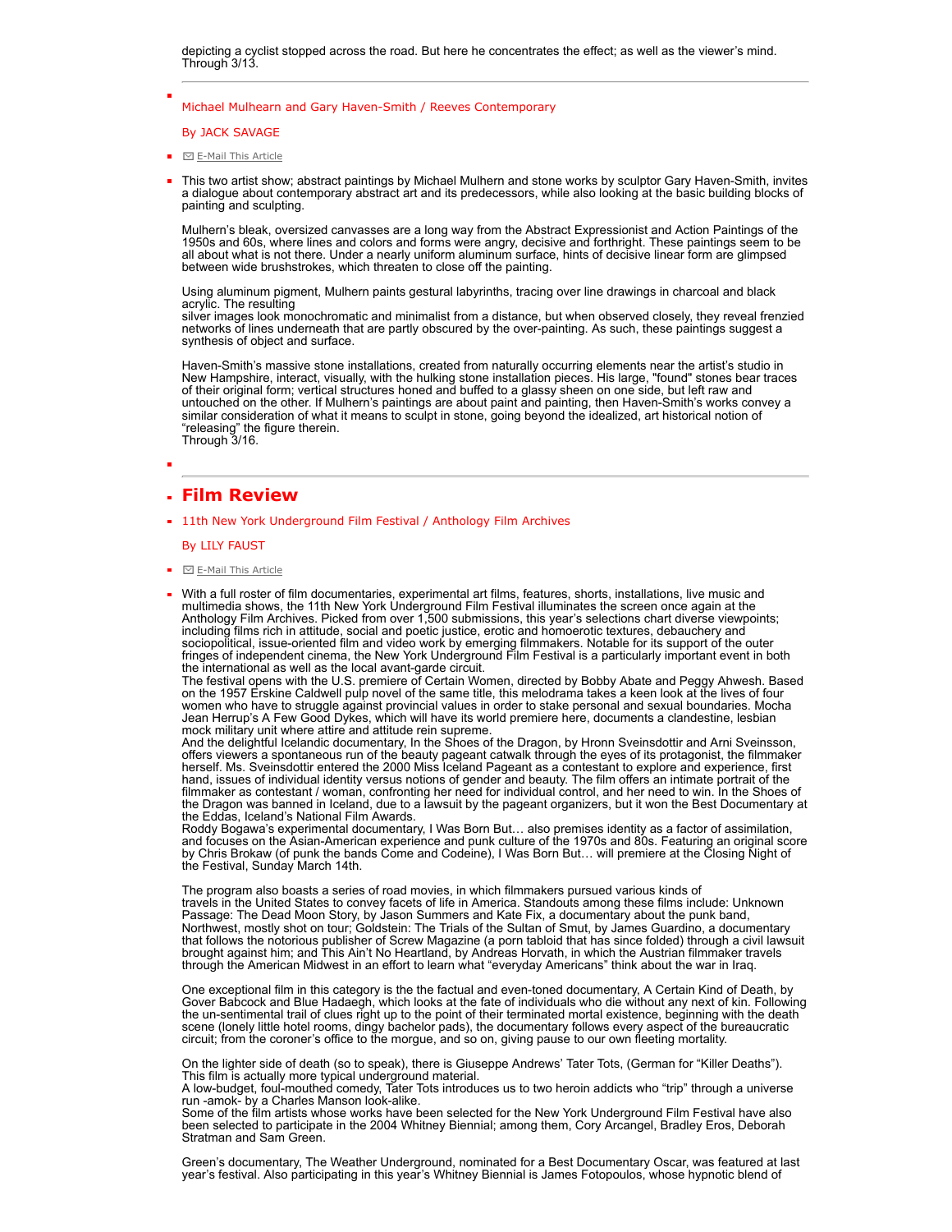depicting a cyclist stopped across the road. But here he concentrates the effect; as well as the viewer's mind. Through 3/13.

---

- Michael Mulhearn and Gary Haven-Smith / Reeves Contemporary

  By JACK SAVAGE

- E-Mail This Article

- This two artist show; abstract paintings by Michael Mulhern and stone works by sculptor Gary Haven-Smith, invites a dialogue about contemporary abstract art and its predecessors, while also looking at the basic building blocks of painting and sculpting.

  Mulhern's bleak, oversized canvasses are a long way from the Abstract Expressionist and Action Paintings of the 1950s and 60s, where lines and colors and forms were angry, decisive and forthright. These paintings seem to be all about what is not there. Under a nearly uniform aluminum surface, hints of decisive linear form are glimpsed between wide brushstrokes, which threaten to close off the painting.

  Using aluminum pigment, Mulhern paints gestural labyrinths, tracing over line drawings in charcoal and black acrylic. The resulting
  silver images look monochromatic and minimalist from a distance, but when observed closely, they reveal frenzied networks of lines underneath that are partly obscured by the over-painting. As such, these paintings suggest a synthesis of object and surface.

  Haven-Smith's massive stone installations, created from naturally occurring elements near the artist's studio in New Hampshire, interact, visually, with the hulking stone installation pieces. His large, "found" stones bear traces of their original form; vertical structures honed and buffed to a glassy sheen on one side, but left raw and untouched on the other. If Mulhern's paintings are about paint and painting, then Haven-Smith's works convey a similar consideration of what it means to sculpt in stone, going beyond the idealized, art historical notion of "releasing" the figure therein.
  Through 3/16.

---

## Film Review

- 11th New York Underground Film Festival / Anthology Film Archives

  By LILY FAUST

- E-Mail This Article

- With a full roster of film documentaries, experimental art films, features, shorts, installations, live music and multimedia shows, the 11th New York Underground Film Festival illuminates the screen once again at the Anthology Film Archives. Picked from over 1,500 submissions, this year's selections chart diverse viewpoints; including films rich in attitude, social and poetic justice, erotic and homoerotic textures, debauchery and sociopolitical, issue-oriented film and video work by emerging filmmakers. Notable for its support of the outer fringes of independent cinema, the New York Underground Film Festival is a particularly important event in both the international as well as the local avant-garde circuit.
  The festival opens with the U.S. premiere of Certain Women, directed by Bobby Abate and Peggy Ahwesh. Based on the 1957 Erskine Caldwell pulp novel of the same title, this melodrama takes a keen look at the lives of four women who have to struggle against provincial values in order to stake personal and sexual boundaries. Mocha Jean Herrup's A Few Good Dykes, which will have its world premiere here, documents a clandestine, lesbian mock military unit where attire and attitude rein supreme.
  And the delightful Icelandic documentary, In the Shoes of the Dragon, by Hronn Sveinsdottir and Arni Sveinsson, offers viewers a spontaneous run of the beauty pageant catwalk through the eyes of its protagonist, the filmmaker herself. Ms. Sveinsdottir entered the 2000 Miss Iceland Pageant as a contestant to explore and experience, first hand, issues of individual identity versus notions of gender and beauty. The film offers an intimate portrait of the filmmaker as contestant / woman, confronting her need for individual control, and her need to win. In the Shoes of the Dragon was banned in Iceland, due to a lawsuit by the pageant organizers, but it won the Best Documentary at the Eddas, Iceland's National Film Awards.
  Roddy Bogawa's experimental documentary, I Was Born But… also premises identity as a factor of assimilation, and focuses on the Asian-American experience and punk culture of the 1970s and 80s. Featuring an original score by Chris Brokaw (of punk the bands Come and Codeine), I Was Born But… will premiere at the Closing Night of the Festival, Sunday March 14th.

  The program also boasts a series of road movies, in which filmmakers pursued various kinds of
  travels in the United States to convey facets of life in America. Standouts among these films include: Unknown Passage: The Dead Moon Story, by Jason Summers and Kate Fix, a documentary about the punk band, Northwest, mostly shot on tour; Goldstein: The Trials of the Sultan of Smut, by James Guardino, a documentary that follows the notorious publisher of Screw Magazine (a porn tabloid that has since folded) through a civil lawsuit brought against him; and This Ain't No Heartland, by Andreas Horvath, in which the Austrian filmmaker travels through the American Midwest in an effort to learn what "everyday Americans" think about the war in Iraq.

  One exceptional film in this category is the the factual and even-toned documentary, A Certain Kind of Death, by Gover Babcock and Blue Hadaegh, which looks at the fate of individuals who die without any next of kin. Following the un-sentimental trail of clues right up to the point of their terminated mortal existence, beginning with the death scene (lonely little hotel rooms, dingy bachelor pads), the documentary follows every aspect of the bureaucratic circuit; from the coroner's office to the morgue, and so on, giving pause to our own fleeting mortality.

  On the lighter side of death (so to speak), there is Giuseppe Andrews' Tater Tots, (German for "Killer Deaths"). This film is actually more typical underground material.
  A low-budget, foul-mouthed comedy, Tater Tots introduces us to two heroin addicts who "trip" through a universe run -amok- by a Charles Manson look-alike.
  Some of the film artists whose works have been selected for the New York Underground Film Festival have also been selected to participate in the 2004 Whitney Biennial; among them, Cory Arcangel, Bradley Eros, Deborah Stratman and Sam Green.

  Green's documentary, The Weather Underground, nominated for a Best Documentary Oscar, was featured at last year's festival. Also participating in this year's Whitney Biennial is James Fotopoulos, whose hypnotic blend of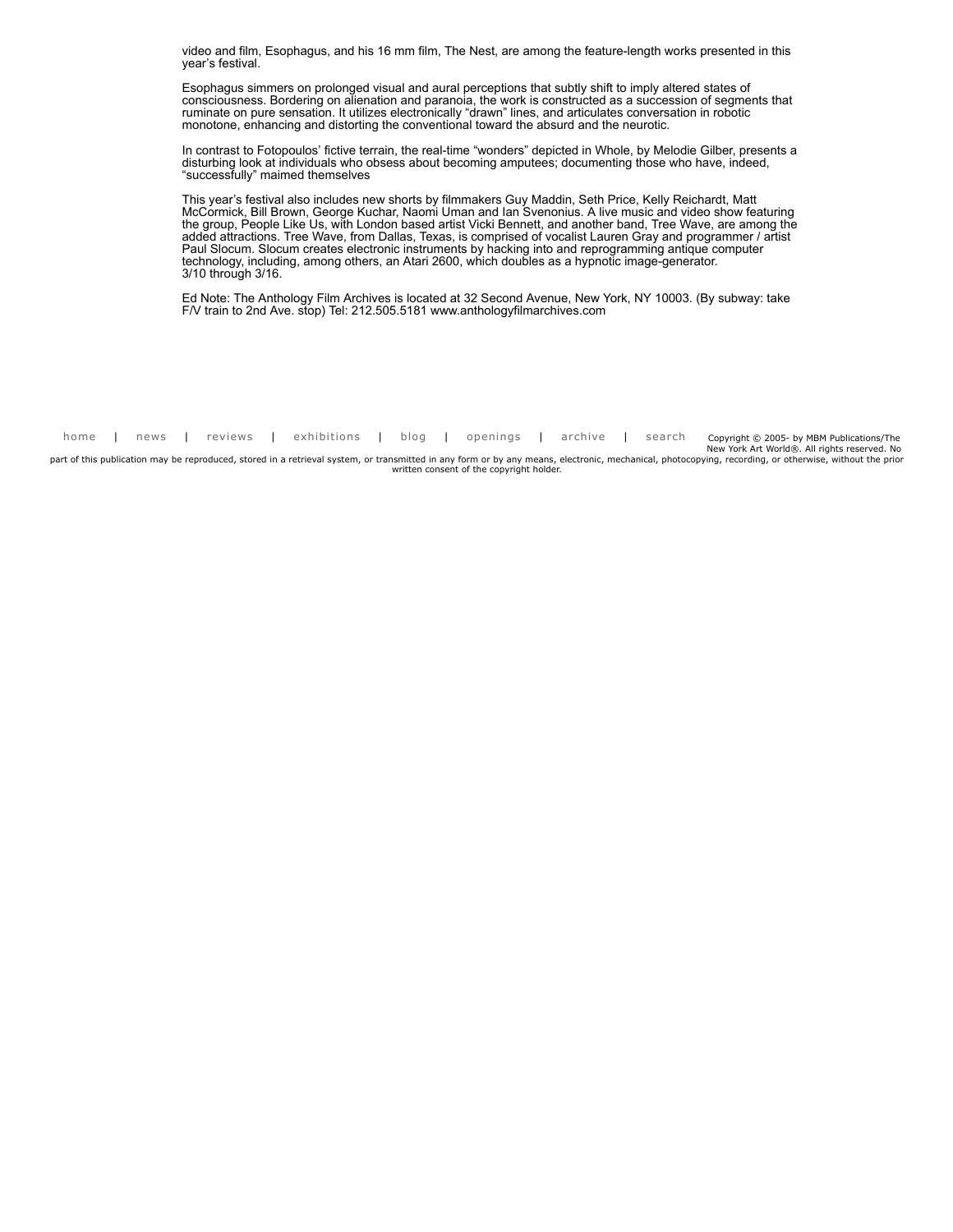video and film, Esophagus, and his 16 mm film, The Nest, are among the feature-length works presented in this year's festival.

Esophagus simmers on prolonged visual and aural perceptions that subtly shift to imply altered states of consciousness. Bordering on alienation and paranoia, the work is constructed as a succession of segments that ruminate on pure sensation. It utilizes electronically "drawn" lines, and articulates conversation in robotic monotone, enhancing and distorting the conventional toward the absurd and the neurotic.

In contrast to Fotopoulos' fictive terrain, the real-time "wonders" depicted in Whole, by Melodie Gilber, presents a disturbing look at individuals who obsess about becoming amputees; documenting those who have, indeed, "successfully" maimed themselves

This year's festival also includes new shorts by filmmakers Guy Maddin, Seth Price, Kelly Reichardt, Matt McCormick, Bill Brown, George Kuchar, Naomi Uman and Ian Svenonius. A live music and video show featuring the group, People Like Us, with London based artist Vicki Bennett, and another band, Tree Wave, are among the added attractions. Tree Wave, from Dallas, Texas, is comprised of vocalist Lauren Gray and programmer / artist Paul Slocum. Slocum creates electronic instruments by hacking into and reprogramming antique computer technology, including, among others, an Atari 2600, which doubles as a hypnotic image-generator.
3/10 through 3/16.

Ed Note: The Anthology Film Archives is located at 32 Second Avenue, New York, NY 10003. (By subway: take F/V train to 2nd Ave. stop) Tel: 212.505.5181 www.anthologyfilmarchives.com

home | news | reviews | exhibitions | blog | openings | archive | search

Copyright © 2005- by MBM Publications/The New York Art World®. All rights reserved. No part of this publication may be reproduced, stored in a retrieval system, or transmitted in any form or by any means, electronic, mechanical, photocopying, recording, or otherwise, without the prior written consent of the copyright holder.